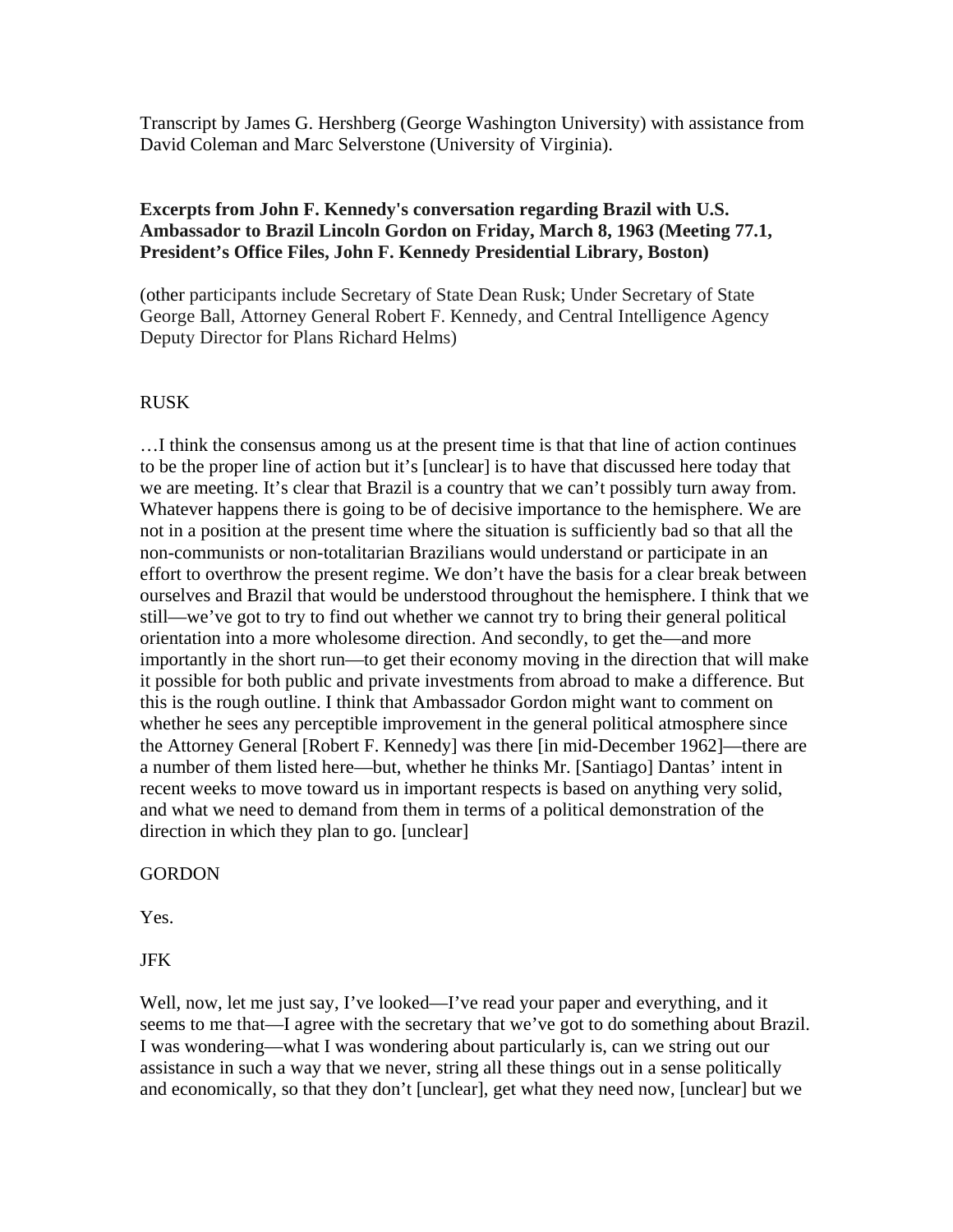Transcript by James G. Hershberg (George Washington University) with assistance from David Coleman and Marc Selverstone (University of Virginia).

**Excerpts from John F. Kennedy's conversation regarding Brazil with U.S. Ambassador to Brazil Lincoln Gordon on Friday, March 8, 1963 (Meeting 77.1, President's Office Files, John F. Kennedy Presidential Library, Boston)**

(other participants include Secretary of State Dean Rusk; Under Secretary of State George Ball, Attorney General Robert F. Kennedy, and Central Intelligence Agency Deputy Director for Plans Richard Helms)

RUSK

…I think the consensus among us at the present time is that that line of action continues to be the proper line of action but it's [unclear] is to have that discussed here today that we are meeting. It's clear that Brazil is a country that we can't possibly turn away from. Whatever happens there is going to be of decisive importance to the hemisphere. We are not in a position at the present time where the situation is sufficiently bad so that all the non-communists or non-totalitarian Brazilians would understand or participate in an effort to overthrow the present regime. We don't have the basis for a clear break between ourselves and Brazil that would be understood throughout the hemisphere. I think that we still—we've got to try to find out whether we cannot try to bring their general political orientation into a more wholesome direction. And secondly, to get the—and more importantly in the short run—to get their economy moving in the direction that will make it possible for both public and private investments from abroad to make a difference. But this is the rough outline. I think that Ambassador Gordon might want to comment on whether he sees any perceptible improvement in the general political atmosphere since the Attorney General [Robert F. Kennedy] was there [in mid-December 1962]—there are a number of them listed here—but, whether he thinks Mr. [Santiago] Dantas' intent in recent weeks to move toward us in important respects is based on anything very solid, and what we need to demand from them in terms of a political demonstration of the direction in which they plan to go. [unclear]

GORDON

Yes.

JFK

Well, now, let me just say, I've looked—I've read your paper and everything, and it seems to me that—I agree with the secretary that we've got to do something about Brazil. I was wondering—what I was wondering about particularly is, can we string out our assistance in such a way that we never, string all these things out in a sense politically and economically, so that they don't [unclear], get what they need now, [unclear] but we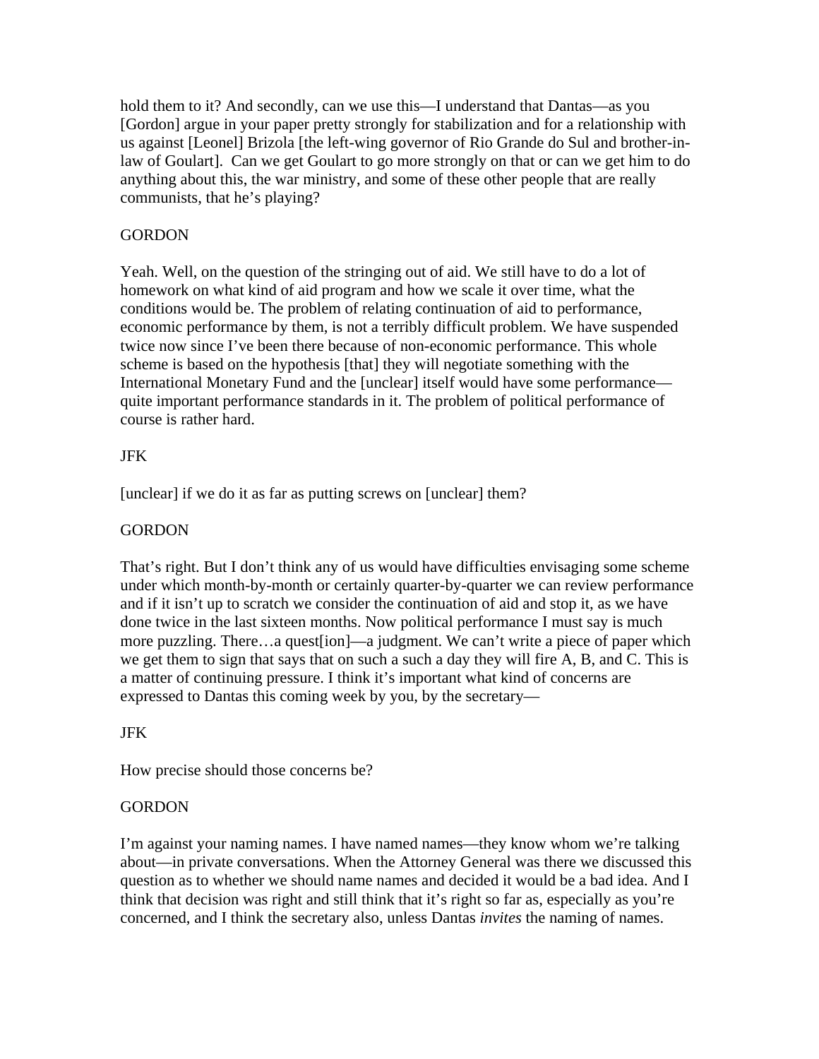hold them to it? And secondly, can we use this—I understand that Dantas—as you [Gordon] argue in your paper pretty strongly for stabilization and for a relationship with us against [Leonel] Brizola [the left-wing governor of Rio Grande do Sul and brother-in-law of Goulart]. Can we get Goulart to go more strongly on that or can we get him to do anything about this, the war ministry, and some of these other people that are really communists, that he's playing?

GORDON

Yeah. Well, on the question of the stringing out of aid. We still have to do a lot of homework on what kind of aid program and how we scale it over time, what the conditions would be. The problem of relating continuation of aid to performance, economic performance by them, is not a terribly difficult problem. We have suspended twice now since I've been there because of non-economic performance. This whole scheme is based on the hypothesis [that] they will negotiate something with the International Monetary Fund and the [unclear] itself would have some performance—quite important performance standards in it. The problem of political performance of course is rather hard.

JFK

[unclear] if we do it as far as putting screws on [unclear] them?

GORDON

That's right. But I don't think any of us would have difficulties envisaging some scheme under which month-by-month or certainly quarter-by-quarter we can review performance and if it isn't up to scratch we consider the continuation of aid and stop it, as we have done twice in the last sixteen months. Now political performance I must say is much more puzzling. There…a quest[ion]—a judgment. We can't write a piece of paper which we get them to sign that says that on such a such a day they will fire A, B, and C. This is a matter of continuing pressure. I think it's important what kind of concerns are expressed to Dantas this coming week by you, by the secretary—

JFK

How precise should those concerns be?

GORDON

I'm against your naming names. I have named names—they know whom we're talking about—in private conversations. When the Attorney General was there we discussed this question as to whether we should name names and decided it would be a bad idea. And I think that decision was right and still think that it's right so far as, especially as you're concerned, and I think the secretary also, unless Dantas *invites* the naming of names.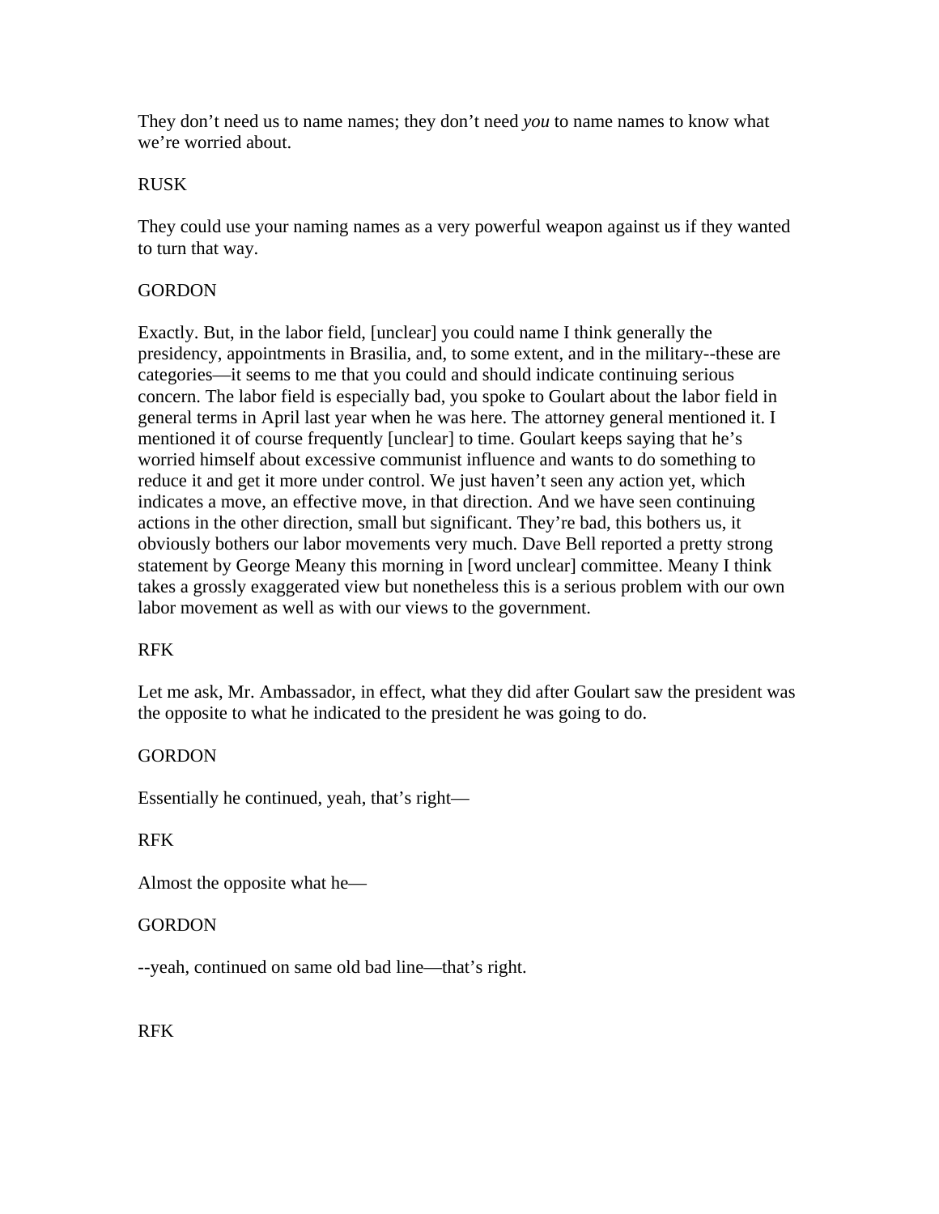They don't need us to name names; they don't need *you* to name names to know what we're worried about.

RUSK

They could use your naming names as a very powerful weapon against us if they wanted to turn that way.

GORDON

Exactly. But, in the labor field, [unclear] you could name I think generally the presidency, appointments in Brasilia, and, to some extent, and in the military--these are categories—it seems to me that you could and should indicate continuing serious concern. The labor field is especially bad, you spoke to Goulart about the labor field in general terms in April last year when he was here. The attorney general mentioned it. I mentioned it of course frequently [unclear] to time. Goulart keeps saying that he's worried himself about excessive communist influence and wants to do something to reduce it and get it more under control. We just haven't seen any action yet, which indicates a move, an effective move, in that direction. And we have seen continuing actions in the other direction, small but significant. They're bad, this bothers us, it obviously bothers our labor movements very much. Dave Bell reported a pretty strong statement by George Meany this morning in [word unclear] committee. Meany I think takes a grossly exaggerated view but nonetheless this is a serious problem with our own labor movement as well as with our views to the government.

RFK

Let me ask, Mr. Ambassador, in effect, what they did after Goulart saw the president was the opposite to what he indicated to the president he was going to do.

GORDON

Essentially he continued, yeah, that's right—

RFK

Almost the opposite what he—

GORDON

--yeah, continued on same old bad line—that's right.

RFK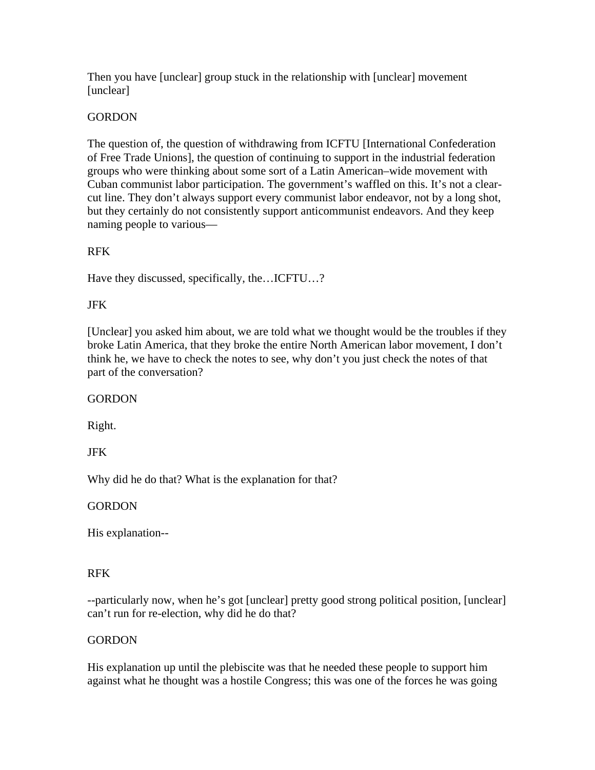Then you have [unclear] group stuck in the relationship with [unclear] movement [unclear]

GORDON

The question of, the question of withdrawing from ICFTU [International Confederation of Free Trade Unions], the question of continuing to support in the industrial federation groups who were thinking about some sort of a Latin American–wide movement with Cuban communist labor participation. The government's waffled on this. It's not a clear-cut line. They don't always support every communist labor endeavor, not by a long shot, but they certainly do not consistently support anticommunist endeavors. And they keep naming people to various—

RFK

Have they discussed, specifically, the…ICFTU…?

JFK

[Unclear] you asked him about, we are told what we thought would be the troubles if they broke Latin America, that they broke the entire North American labor movement, I don't think he, we have to check the notes to see, why don't you just check the notes of that part of the conversation?

GORDON

Right.

JFK

Why did he do that? What is the explanation for that?

GORDON

His explanation--

RFK

--particularly now, when he's got [unclear] pretty good strong political position, [unclear] can't run for re-election, why did he do that?

GORDON

His explanation up until the plebiscite was that he needed these people to support him against what he thought was a hostile Congress; this was one of the forces he was going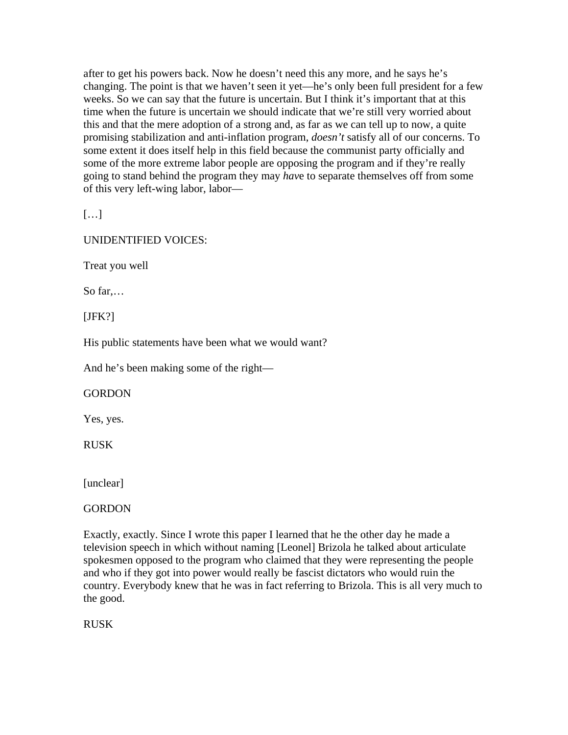after to get his powers back. Now he doesn't need this any more, and he says he's changing. The point is that we haven't seen it yet—he's only been full president for a few weeks. So we can say that the future is uncertain. But I think it's important that at this time when the future is uncertain we should indicate that we're still very worried about this and that the mere adoption of a strong and, as far as we can tell up to now, a quite promising stabilization and anti-inflation program, *doesn't* satisfy all of our concerns. To some extent it does itself help in this field because the communist party officially and some of the more extreme labor people are opposing the program and if they're really going to stand behind the program they may *hav*e to separate themselves off from some of this very left-wing labor, labor—

[…]

UNIDENTIFIED VOICES:

Treat you well

So far,…

[JFK?]

His public statements have been what we would want?

And he's been making some of the right—

GORDON

Yes, yes.

RUSK

[unclear]

GORDON

Exactly, exactly. Since I wrote this paper I learned that he the other day he made a television speech in which without naming [Leonel] Brizola he talked about articulate spokesmen opposed to the program who claimed that they were representing the people and who if they got into power would really be fascist dictators who would ruin the country. Everybody knew that he was in fact referring to Brizola. This is all very much to the good.

RUSK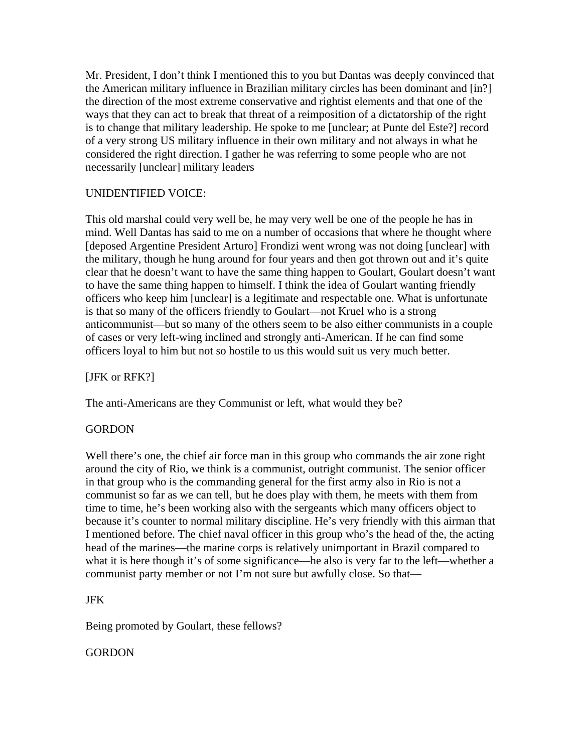Mr. President, I don't think I mentioned this to you but Dantas was deeply convinced that the American military influence in Brazilian military circles has been dominant and [in?] the direction of the most extreme conservative and rightist elements and that one of the ways that they can act to break that threat of a reimposition of a dictatorship of the right is to change that military leadership. He spoke to me [unclear; at Punte del Este?] record of a very strong US military influence in their own military and not always in what he considered the right direction. I gather he was referring to some people who are not necessarily [unclear] military leaders

UNIDENTIFIED VOICE:

This old marshal could very well be, he may very well be one of the people he has in mind. Well Dantas has said to me on a number of occasions that where he thought where [deposed Argentine President Arturo] Frondizi went wrong was not doing [unclear] with the military, though he hung around for four years and then got thrown out and it's quite clear that he doesn't want to have the same thing happen to Goulart, Goulart doesn't want to have the same thing happen to himself. I think the idea of Goulart wanting friendly officers who keep him [unclear] is a legitimate and respectable one. What is unfortunate is that so many of the officers friendly to Goulart—not Kruel who is a strong anticommunist—but so many of the others seem to be also either communists in a couple of cases or very left-wing inclined and strongly anti-American. If he can find some officers loyal to him but not so hostile to us this would suit us very much better.

[JFK or RFK?]

The anti-Americans are they Communist or left, what would they be?

GORDON

Well there's one, the chief air force man in this group who commands the air zone right around the city of Rio, we think is a communist, outright communist. The senior officer in that group who is the commanding general for the first army also in Rio is not a communist so far as we can tell, but he does play with them, he meets with them from time to time, he's been working also with the sergeants which many officers object to because it's counter to normal military discipline. He's very friendly with this airman that I mentioned before. The chief naval officer in this group who's the head of the, the acting head of the marines—the marine corps is relatively unimportant in Brazil compared to what it is here though it's of some significance—he also is very far to the left—whether a communist party member or not I'm not sure but awfully close. So that—

JFK

Being promoted by Goulart, these fellows?

GORDON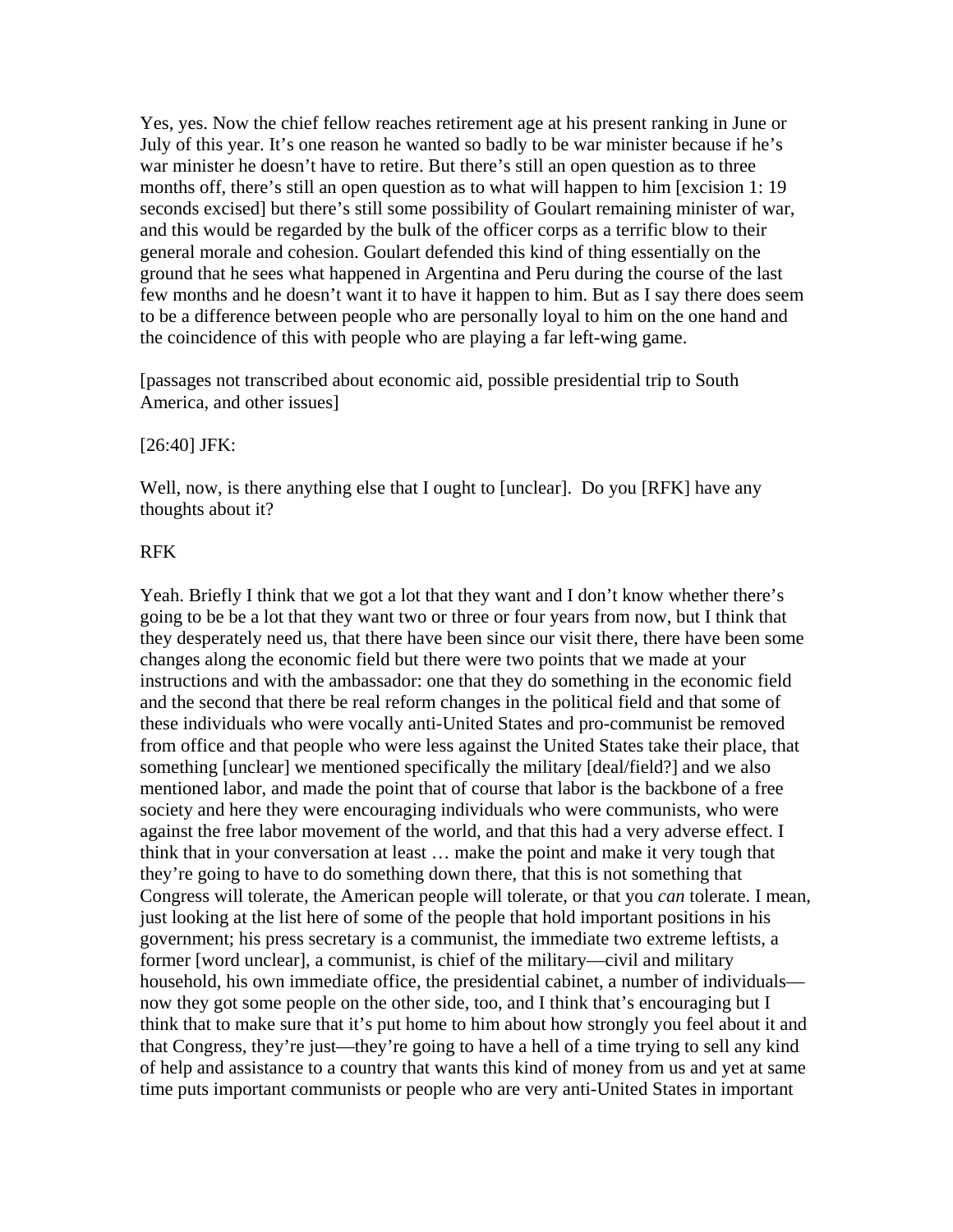Yes, yes. Now the chief fellow reaches retirement age at his present ranking in June or July of this year. It's one reason he wanted so badly to be war minister because if he's war minister he doesn't have to retire. But there's still an open question as to three months off, there's still an open question as to what will happen to him [excision 1: 19 seconds excised] but there's still some possibility of Goulart remaining minister of war, and this would be regarded by the bulk of the officer corps as a terrific blow to their general morale and cohesion. Goulart defended this kind of thing essentially on the ground that he sees what happened in Argentina and Peru during the course of the last few months and he doesn't want it to have it happen to him. But as I say there does seem to be a difference between people who are personally loyal to him on the one hand and the coincidence of this with people who are playing a far left-wing game.

[passages not transcribed about economic aid, possible presidential trip to South America, and other issues]

[26:40] JFK:

Well, now, is there anything else that I ought to [unclear]. Do you [RFK] have any thoughts about it?

RFK

Yeah. Briefly I think that we got a lot that they want and I don't know whether there's going to be be a lot that they want two or three or four years from now, but I think that they desperately need us, that there have been since our visit there, there have been some changes along the economic field but there were two points that we made at your instructions and with the ambassador: one that they do something in the economic field and the second that there be real reform changes in the political field and that some of these individuals who were vocally anti-United States and pro-communist be removed from office and that people who were less against the United States take their place, that something [unclear] we mentioned specifically the military [deal/field?] and we also mentioned labor, and made the point that of course that labor is the backbone of a free society and here they were encouraging individuals who were communists, who were against the free labor movement of the world, and that this had a very adverse effect. I think that in your conversation at least … make the point and make it very tough that they're going to have to do something down there, that this is not something that Congress will tolerate, the American people will tolerate, or that you *can* tolerate. I mean, just looking at the list here of some of the people that hold important positions in his government; his press secretary is a communist, the immediate two extreme leftists, a former [word unclear], a communist, is chief of the military—civil and military household, his own immediate office, the presidential cabinet, a number of individuals—now they got some people on the other side, too, and I think that's encouraging but I think that to make sure that it's put home to him about how strongly you feel about it and that Congress, they're just—they're going to have a hell of a time trying to sell any kind of help and assistance to a country that wants this kind of money from us and yet at same time puts important communists or people who are very anti-United States in important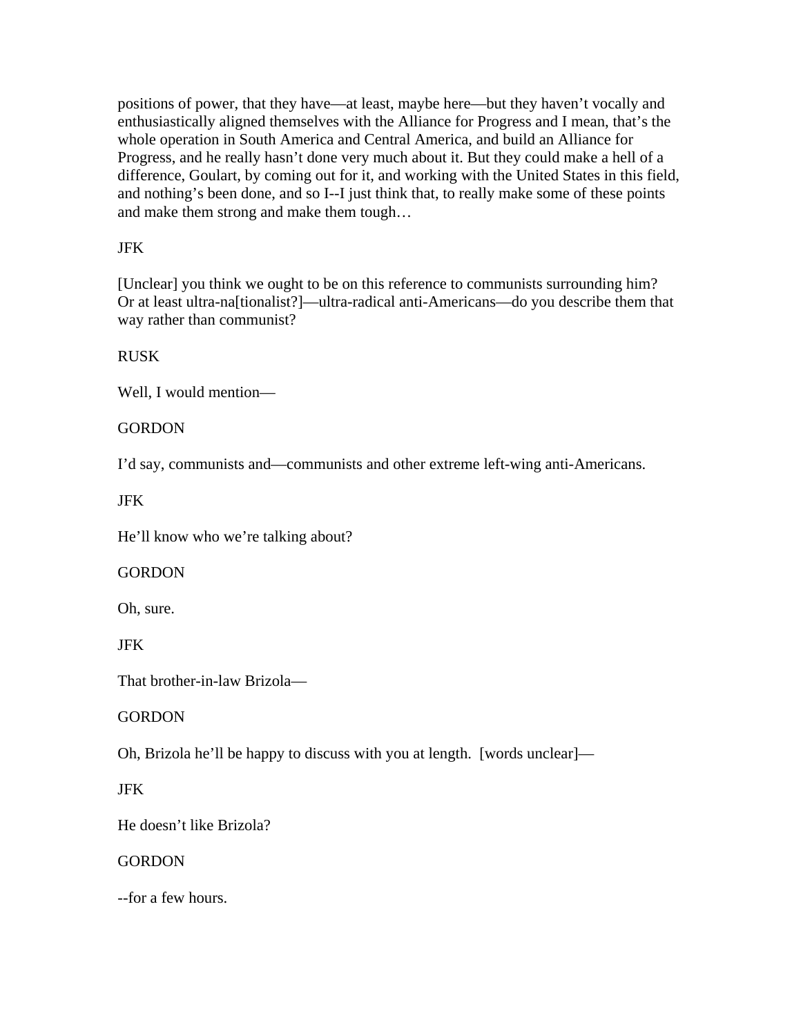positions of power, that they have—at least, maybe here—but they haven't vocally and enthusiastically aligned themselves with the Alliance for Progress and I mean, that's the whole operation in South America and Central America, and build an Alliance for Progress, and he really hasn't done very much about it. But they could make a hell of a difference, Goulart, by coming out for it, and working with the United States in this field, and nothing's been done, and so I--I just think that, to really make some of these points and make them strong and make them tough…

JFK

[Unclear] you think we ought to be on this reference to communists surrounding him? Or at least ultra-na[tionalist?]—ultra-radical anti-Americans—do you describe them that way rather than communist?

RUSK

Well, I would mention—

GORDON

I'd say, communists and—communists and other extreme left-wing anti-Americans.

JFK

He'll know who we're talking about?

GORDON

Oh, sure.

JFK

That brother-in-law Brizola—

GORDON

Oh, Brizola he'll be happy to discuss with you at length. [words unclear]—

JFK

He doesn't like Brizola?

GORDON

--for a few hours.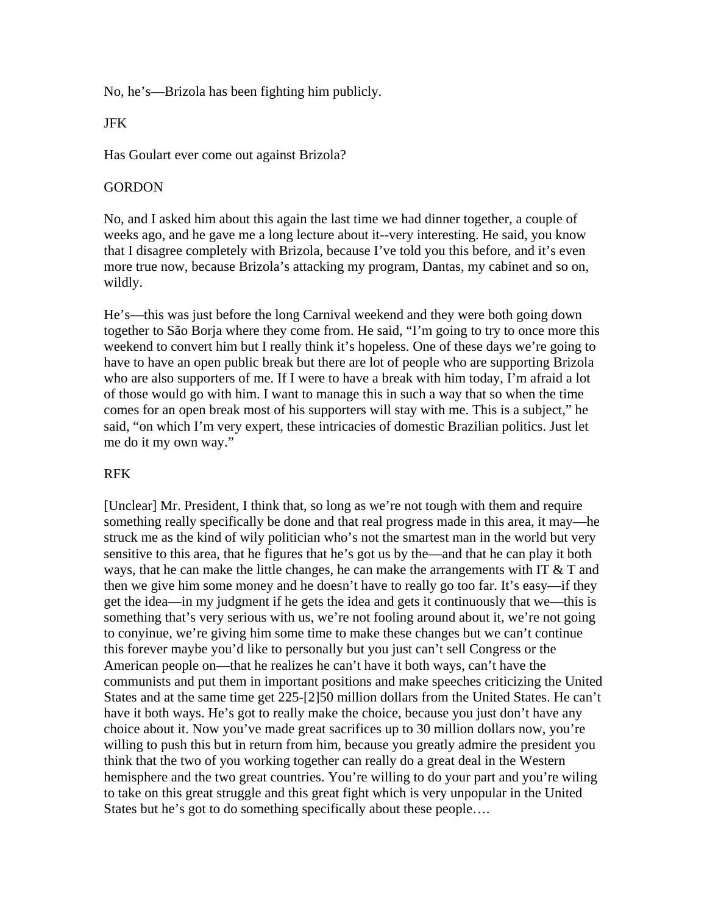No, he's—Brizola has been fighting him publicly.

JFK

Has Goulart ever come out against Brizola?

GORDON

No, and I asked him about this again the last time we had dinner together, a couple of weeks ago, and he gave me a long lecture about it--very interesting. He said, you know that I disagree completely with Brizola, because I've told you this before, and it's even more true now, because Brizola's attacking my program, Dantas, my cabinet and so on, wildly.

He's—this was just before the long Carnival weekend and they were both going down together to São Borja where they come from. He said, "I'm going to try to once more this weekend to convert him but I really think it's hopeless. One of these days we're going to have to have an open public break but there are lot of people who are supporting Brizola who are also supporters of me. If I were to have a break with him today, I'm afraid a lot of those would go with him. I want to manage this in such a way that so when the time comes for an open break most of his supporters will stay with me. This is a subject," he said, "on which I'm very expert, these intricacies of domestic Brazilian politics. Just let me do it my own way."

RFK

[Unclear] Mr. President, I think that, so long as we're not tough with them and require something really specifically be done and that real progress made in this area, it may—he struck me as the kind of wily politician who's not the smartest man in the world but very sensitive to this area, that he figures that he's got us by the—and that he can play it both ways, that he can make the little changes, he can make the arrangements with IT & T and then we give him some money and he doesn't have to really go too far. It's easy—if they get the idea—in my judgment if he gets the idea and gets it continuously that we—this is something that's very serious with us, we're not fooling around about it, we're not going to conyinue, we're giving him some time to make these changes but we can't continue this forever maybe you'd like to personally but you just can't sell Congress or the American people on—that he realizes he can't have it both ways, can't have the communists and put them in important positions and make speeches criticizing the United States and at the same time get 225-[2]50 million dollars from the United States. He can't have it both ways. He's got to really make the choice, because you just don't have any choice about it. Now you've made great sacrifices up to 30 million dollars now, you're willing to push this but in return from him, because you greatly admire the president you think that the two of you working together can really do a great deal in the Western hemisphere and the two great countries. You're willing to do your part and you're wiling to take on this great struggle and this great fight which is very unpopular in the United States but he's got to do something specifically about these people….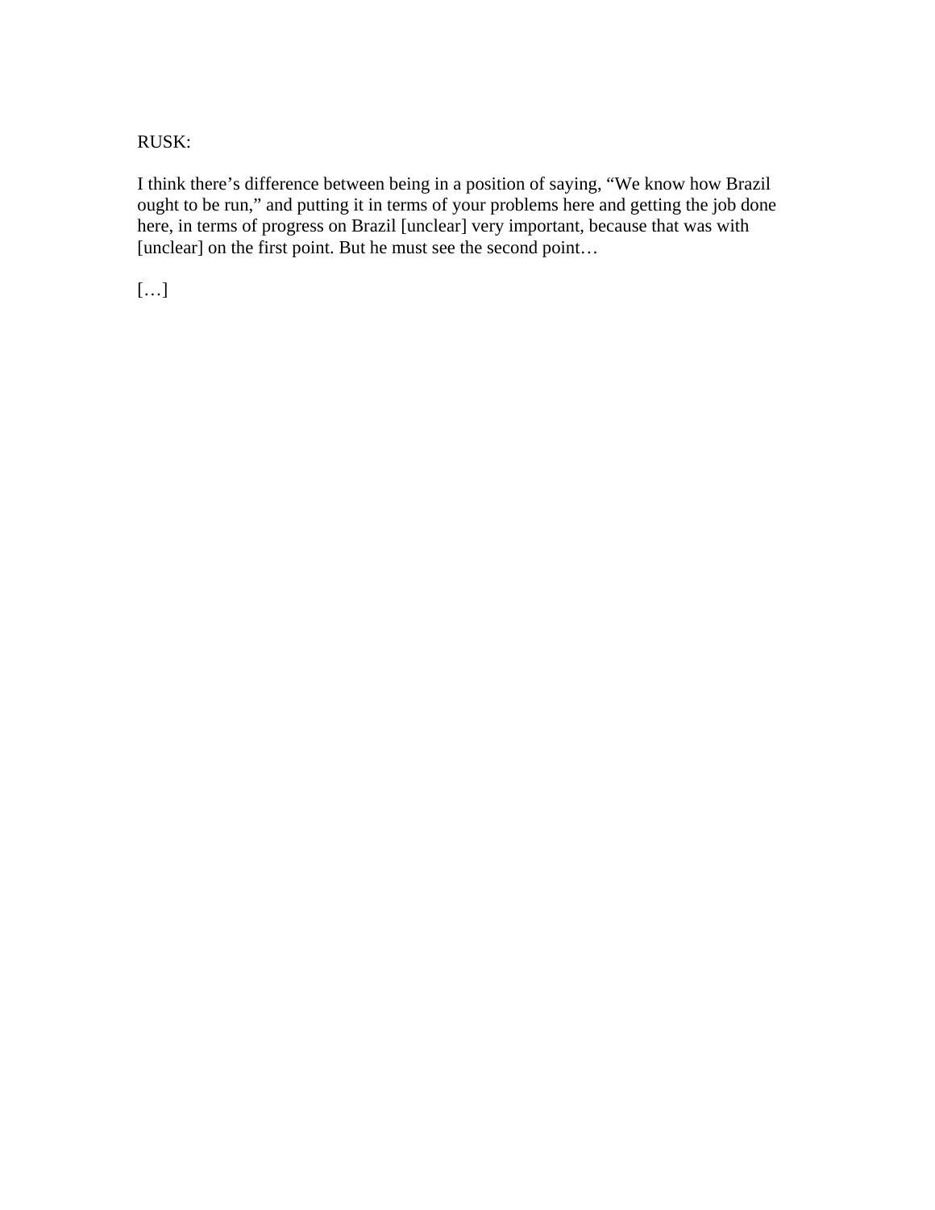RUSK:

I think there's difference between being in a position of saying, "We know how Brazil ought to be run," and putting it in terms of your problems here and getting the job done here, in terms of progress on Brazil [unclear] very important, because that was with [unclear] on the first point. But he must see the second point…

[…]